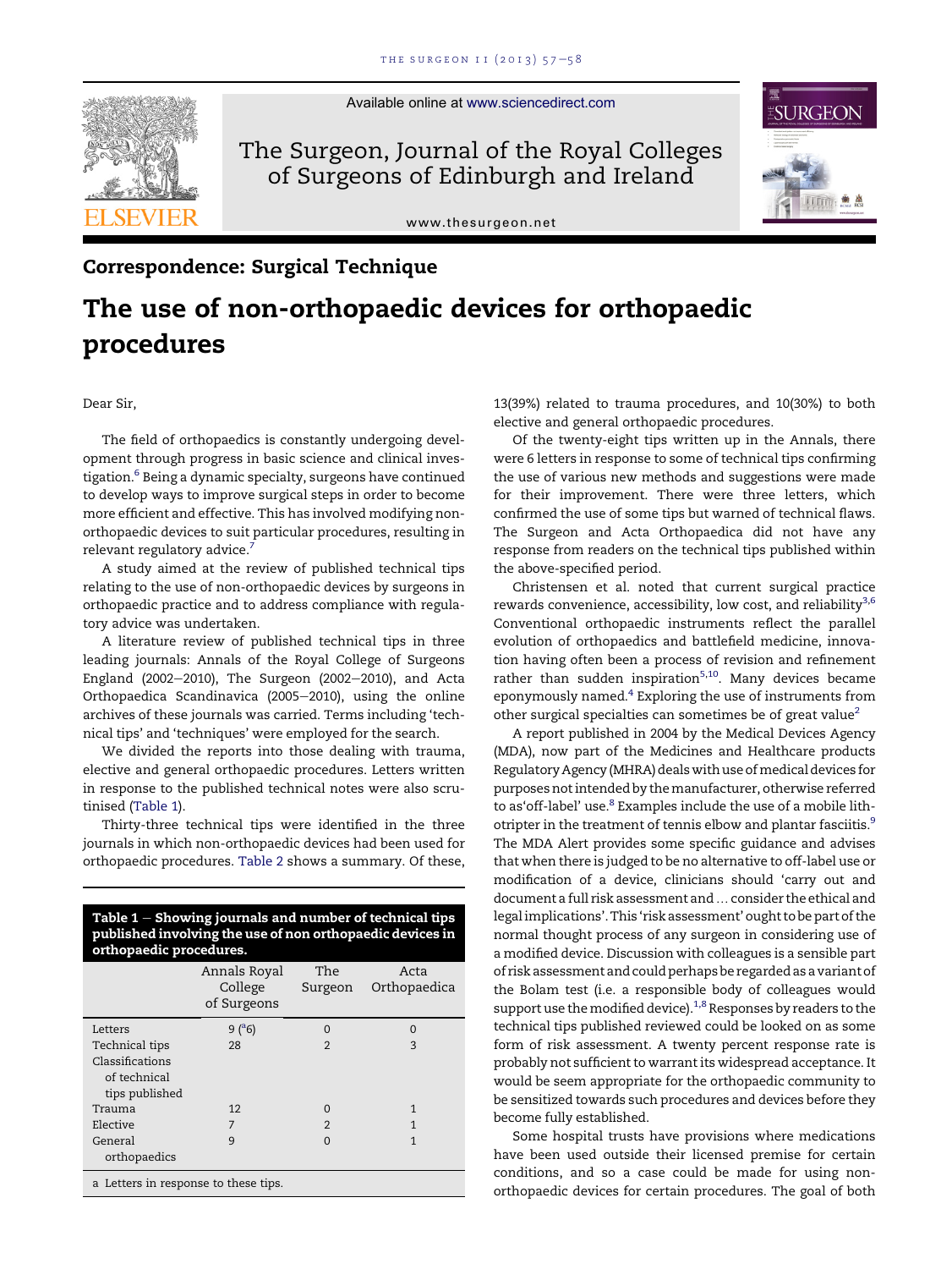Correspondence: Surgical Technique

# The use of non-orthopaedic devices for orthopaedic procedures

Dear Sir,

The field of orthopaedics is constantly undergoing development through progress in basic science and clinical investigation.[6] Being a dynamic specialty, surgeons have continued to develop ways to improve surgical steps in order to become more efficient and effective. This has involved modifying non-orthopaedic devices to suit particular procedures, resulting in relevant regulatory advice.[7]

A study aimed at the review of published technical tips relating to the use of non-orthopaedic devices by surgeons in orthopaedic practice and to address compliance with regulatory advice was undertaken.

A literature review of published technical tips in three leading journals: Annals of the Royal College of Surgeons England (2002–2010), The Surgeon (2002–2010), and Acta Orthopaedica Scandinavica (2005–2010), using the online archives of these journals was carried. Terms including 'technical tips' and 'techniques' were employed for the search.

We divided the reports into those dealing with trauma, elective and general orthopaedic procedures. Letters written in response to the published technical notes were also scrutinised (Table 1).

Thirty-three technical tips were identified in the three journals in which non-orthopaedic devices had been used for orthopaedic procedures. Table 2 shows a summary. Of these, 13(39%) related to trauma procedures, and 10(30%) to both elective and general orthopaedic procedures.

**Table 1 – Showing journals and number of technical tips published involving the use of non orthopaedic devices in orthopaedic procedures.**

| | Annals Royal College of Surgeons | The Surgeon | Acta Orthopaedica |
|---|---|---|---|
| Letters | 9 ([a]6) | 0 | 0 |
| Technical tips | 28 | 2 | 3 |
| Classifications of technical tips published | | | |
| Trauma | 12 | 0 | 1 |
| Elective | 7 | 2 | 1 |
| General orthopaedics | 9 | 0 | 1 |

a Letters in response to these tips.

Of the twenty-eight tips written up in the Annals, there were 6 letters in response to some of technical tips confirming the use of various new methods and suggestions were made for their improvement. There were three letters, which confirmed the use of some tips but warned of technical flaws. The Surgeon and Acta Orthopaedica did not have any response from readers on the technical tips published within the above-specified period.

Christensen et al. noted that current surgical practice rewards convenience, accessibility, low cost, and reliability[3,6] Conventional orthopaedic instruments reflect the parallel evolution of orthopaedics and battlefield medicine, innovation having often been a process of revision and refinement rather than sudden inspiration[5,10]. Many devices became eponymously named.[4] Exploring the use of instruments from other surgical specialties can sometimes be of great value[2]

A report published in 2004 by the Medical Devices Agency (MDA), now part of the Medicines and Healthcare products Regulatory Agency (MHRA) deals with use of medical devices for purposes not intended by the manufacturer, otherwise referred to as'off-label' use.[8] Examples include the use of a mobile lithotripter in the treatment of tennis elbow and plantar fasciitis.[9] The MDA Alert provides some specific guidance and advises that when there is judged to be no alternative to off-label use or modification of a device, clinicians should 'carry out and document a full risk assessment and ... consider the ethical and legal implications'. This 'risk assessment' ought to be part of the normal thought process of any surgeon in considering use of a modified device. Discussion with colleagues is a sensible part of risk assessment and could perhaps be regarded as a variant of the Bolam test (i.e. a responsible body of colleagues would support use the modified device).[1,8] Responses by readers to the technical tips published reviewed could be looked on as some form of risk assessment. A twenty percent response rate is probably not sufficient to warrant its widespread acceptance. It would be seem appropriate for the orthopaedic community to be sensitized towards such procedures and devices before they become fully established.

Some hospital trusts have provisions where medications have been used outside their licensed premise for certain conditions, and so a case could be made for using non-orthopaedic devices for certain procedures. The goal of both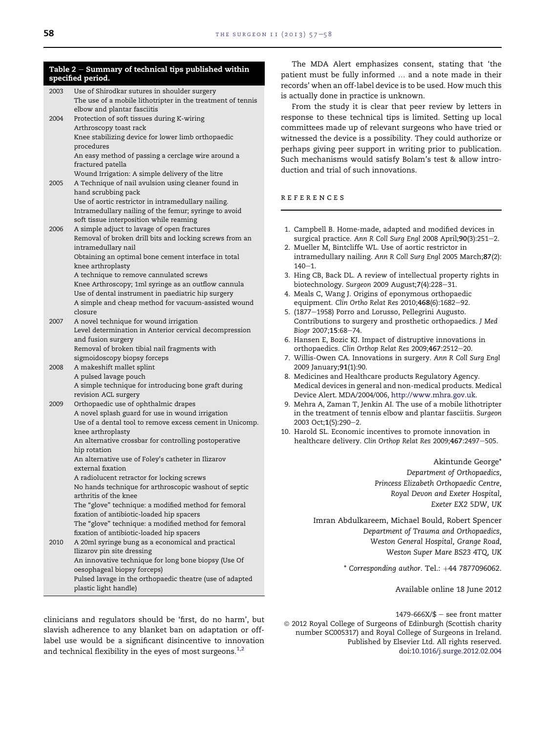**Table 2 – Summary of technical tips published within specified period.**

| | |
|---|---|
| 2003 | Use of Shirodkar sutures in shoulder surgery |
| | The use of a mobile lithotripter in the treatment of tennis elbow and plantar fasciitis |
| 2004 | Protection of soft tissues during K-wiring |
| | Arthroscopy toast rack |
| | Knee stabilizing device for lower limb orthopaedic procedures |
| | An easy method of passing a cerclage wire around a fractured patella |
| | Wound Irrigation: A simple delivery of the litre |
| 2005 | A Technique of nail avulsion using cleaner found in hand scrubbing pack |
| | Use of aortic restrictor in intramedullary nailing. |
| | Intramedullary nailing of the femur; syringe to avoid soft tissue interposition while reaming |
| 2006 | A simple adjuct to lavage of open fractures |
| | Removal of broken drill bits and locking screws from an intramedullary nail |
| | Obtaining an optimal bone cement interface in total knee arthroplasty |
| | A technique to remove cannulated screws |
| | Knee Arthroscopy; 1ml syringe as an outflow cannula |
| | Use of dental instrument in paediatric hip surgery |
| | A simple and cheap method for vacuum-assisted wound closure |
| 2007 | A novel technique for wound irrigation |
| | Level determination in Anterior cervical decompression and fusion surgery |
| | Removal of broken tibial nail fragments with sigmoidoscopy biopsy forceps |
| 2008 | A makeshift mallet splint |
| | A pulsed lavage pouch |
| | A simple technique for introducing bone graft during revision ACL surgery |
| 2009 | Orthopaedic use of ophthalmic drapes |
| | A novel splash guard for use in wound irrigation |
| | Use of a dental tool to remove excess cement in Unicomp. knee arthroplasty |
| | An alternative crossbar for controlling postoperative hip rotation |
| | An alternative use of Foley's catheter in Ilizarov external fixation |
| | A radiolucent retractor for locking screws |
| | No hands technique for arthroscopic washout of septic arthritis of the knee |
| | The "glove" technique: a modified method for femoral fixation of antibiotic-loaded hip spacers |
| | The "glove" technique: a modified method for femoral fixation of antibiotic-loaded hip spacers |
| 2010 | A 20ml syringe bung as a economical and practical Ilizarov pin site dressing |
| | An innovative technique for long bone biopsy (Use Of oesophageal biopsy forceps) |
| | Pulsed lavage in the orthopaedic theatre (use of adapted plastic light handle) |

clinicians and regulators should be 'first, do no harm', but slavish adherence to any blanket ban on adaptation or off-label use would be a significant disincentive to innovation and technical flexibility in the eyes of most surgeons.[1,2]

The MDA Alert emphasizes consent, stating that 'the patient must be fully informed ... and a note made in their records' when an off-label device is to be used. How much this is actually done in practice is unknown.

From the study it is clear that peer review by letters in response to these technical tips is limited. Setting up local committees made up of relevant surgeons who have tried or witnessed the device is a possibility. They could authorize or perhaps giving peer support in writing prior to publication. Such mechanisms would satisfy Bolam's test & allow introduction and trial of such innovations.

## REFERENCES

1. Campbell B. Home-made, adapted and modified devices in surgical practice. *Ann R Coll Surg Engl* 2008 April;**90**(3):251–2.
2. Mueller M, Bintcliffe WL. Use of aortic restrictor in intramedullary nailing. *Ann R Coll Surg Engl* 2005 March;**87**(2): 140–1.
3. Hing CB, Back DL. A review of intellectual property rights in biotechnology. *Surgeon* 2009 August;**7**(4):228–31.
4. Meals C, Wang J. Origins of eponymous orthopaedic equipment. *Clin Ortho Relat Res* 2010;**468**(6):1682–92.
5. (1877–1958) Porro and Lorusso, Pellegrini Augusto. Contributions to surgery and prosthetic orthopaedics. *J Med Biogr* 2007;**15**:68–74.
6. Hansen E, Bozic KJ. Impact of distruptive innovations in orthopaedics. *Clin Orthop Relat Res* 2009;**467**:2512–20.
7. Willis-Owen CA. Innovations in surgery. *Ann R Coll Surg Engl* 2009 January;**91**(1):90.
8. Medicines and Healthcare products Regulatory Agency. Medical devices in general and non-medical products. Medical Device Alert. MDA/2004/006, http://www.mhra.gov.uk.
9. Mehra A, Zaman T, Jenkin AI. The use of a mobile lithotripter in the treatment of tennis elbow and plantar fasciitis. *Surgeon* 2003 Oct;**1**(5):290–2.
10. Harold SL. Economic incentives to promote innovation in healthcare delivery. *Clin Orthop Relat Res* 2009;**467**:2497–505.

Akintunde George*
*Department of Orthopaedics,*
*Princess Elizabeth Orthopaedic Centre,*
*Royal Devon and Exeter Hospital,*
*Exeter EX2 5DW, UK*

Imran Abdulkareem, Michael Bould, Robert Spencer
*Department of Trauma and Orthopaedics,*
*Weston General Hospital, Grange Road,*
*Weston Super Mare BS23 4TQ, UK*

\* *Corresponding author.* Tel.: +44 7877096062.

Available online 18 June 2012

1479-666X/$ – see front matter
© 2012 Royal College of Surgeons of Edinburgh (Scottish charity number SC005317) and Royal College of Surgeons in Ireland. Published by Elsevier Ltd. All rights reserved.
doi:10.1016/j.surge.2012.02.004